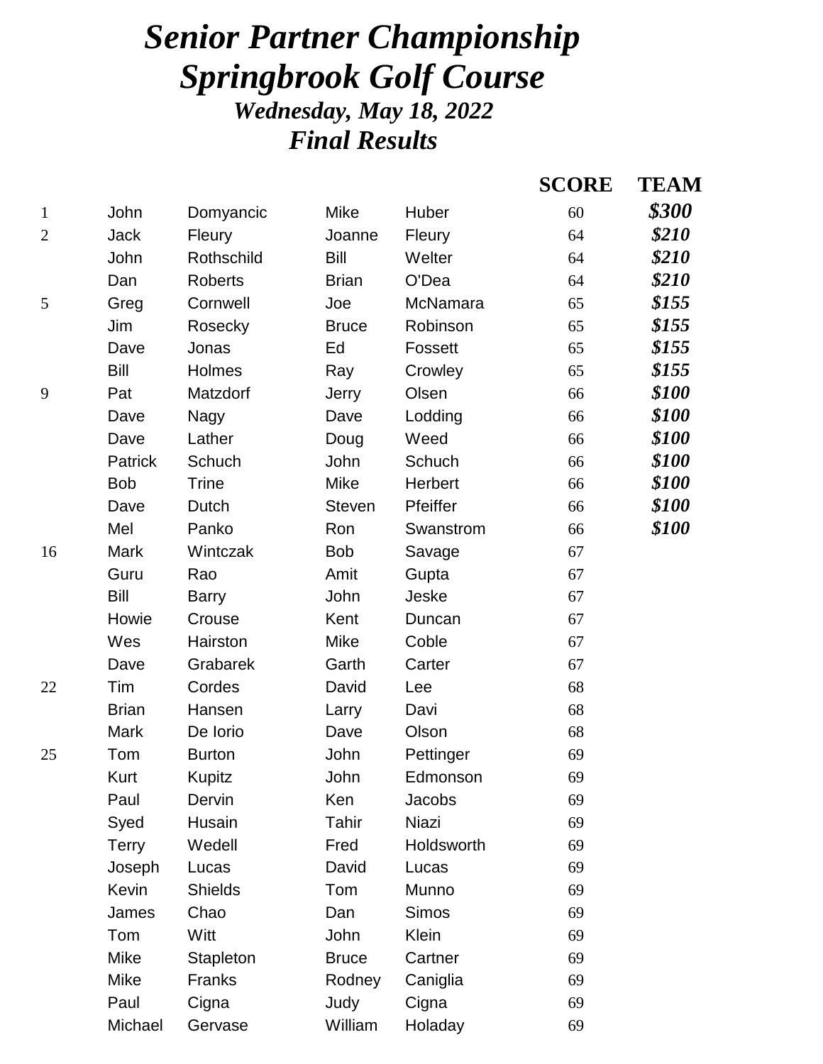# Senior Partner Championship
# Springbrook Golf Course
### *Wednesday, May 18, 2022*
### *Final Results*

| | | | | | SCORE | TEAM |
|---|---|---|---|---|---|---|
| 1 | John | Domyancic | Mike | Huber | 60 | *$300* |
| 2 | Jack | Fleury | Joanne | Fleury | 64 | *$210* |
| | John | Rothschild | Bill | Welter | 64 | *$210* |
| | Dan | Roberts | Brian | O'Dea | 64 | *$210* |
| 5 | Greg | Cornwell | Joe | McNamara | 65 | *$155* |
| | Jim | Rosecky | Bruce | Robinson | 65 | *$155* |
| | Dave | Jonas | Ed | Fossett | 65 | *$155* |
| | Bill | Holmes | Ray | Crowley | 65 | *$155* |
| 9 | Pat | Matzdorf | Jerry | Olsen | 66 | *$100* |
| | Dave | Nagy | Dave | Lodding | 66 | *$100* |
| | Dave | Lather | Doug | Weed | 66 | *$100* |
| | Patrick | Schuch | John | Schuch | 66 | *$100* |
| | Bob | Trine | Mike | Herbert | 66 | *$100* |
| | Dave | Dutch | Steven | Pfeiffer | 66 | *$100* |
| | Mel | Panko | Ron | Swanstrom | 66 | *$100* |
| 16 | Mark | Wintczak | Bob | Savage | 67 | |
| | Guru | Rao | Amit | Gupta | 67 | |
| | Bill | Barry | John | Jeske | 67 | |
| | Howie | Crouse | Kent | Duncan | 67 | |
| | Wes | Hairston | Mike | Coble | 67 | |
| | Dave | Grabarek | Garth | Carter | 67 | |
| 22 | Tim | Cordes | David | Lee | 68 | |
| | Brian | Hansen | Larry | Davi | 68 | |
| | Mark | De Iorio | Dave | Olson | 68 | |
| 25 | Tom | Burton | John | Pettinger | 69 | |
| | Kurt | Kupitz | John | Edmonson | 69 | |
| | Paul | Dervin | Ken | Jacobs | 69 | |
| | Syed | Husain | Tahir | Niazi | 69 | |
| | Terry | Wedell | Fred | Holdsworth | 69 | |
| | Joseph | Lucas | David | Lucas | 69 | |
| | Kevin | Shields | Tom | Munno | 69 | |
| | James | Chao | Dan | Simos | 69 | |
| | Tom | Witt | John | Klein | 69 | |
| | Mike | Stapleton | Bruce | Cartner | 69 | |
| | Mike | Franks | Rodney | Caniglia | 69 | |
| | Paul | Cigna | Judy | Cigna | 69 | |
| | Michael | Gervase | William | Holaday | 69 | |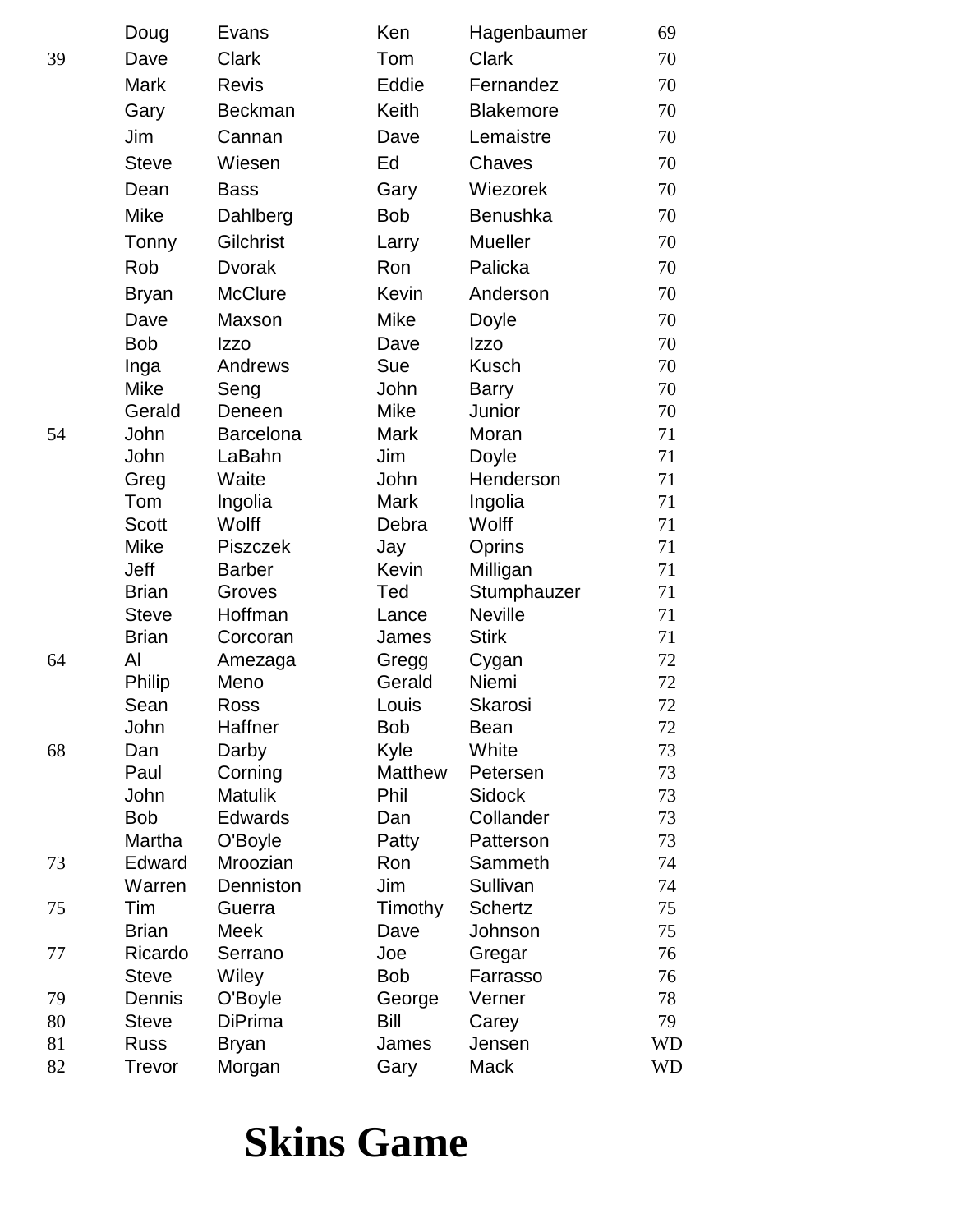| | | | | | |
|---|---|---|---|---|---|
| | Doug | Evans | Ken | Hagenbaumer | 69 |
| 39 | Dave | Clark | Tom | Clark | 70 |
| | Mark | Revis | Eddie | Fernandez | 70 |
| | Gary | Beckman | Keith | Blakemore | 70 |
| | Jim | Cannan | Dave | Lemaistre | 70 |
| | Steve | Wiesen | Ed | Chaves | 70 |
| | Dean | Bass | Gary | Wiezorek | 70 |
| | Mike | Dahlberg | Bob | Benushka | 70 |
| | Tonny | Gilchrist | Larry | Mueller | 70 |
| | Rob | Dvorak | Ron | Palicka | 70 |
| | Bryan | McClure | Kevin | Anderson | 70 |
| | Dave | Maxson | Mike | Doyle | 70 |
| | Bob | Izzo | Dave | Izzo | 70 |
| | Inga | Andrews | Sue | Kusch | 70 |
| | Mike | Seng | John | Barry | 70 |
| | Gerald | Deneen | Mike | Junior | 70 |
| 54 | John | Barcelona | Mark | Moran | 71 |
| | John | LaBahn | Jim | Doyle | 71 |
| | Greg | Waite | John | Henderson | 71 |
| | Tom | Ingolia | Mark | Ingolia | 71 |
| | Scott | Wolff | Debra | Wolff | 71 |
| | Mike | Piszczek | Jay | Oprins | 71 |
| | Jeff | Barber | Kevin | Milligan | 71 |
| | Brian | Groves | Ted | Stumphauzer | 71 |
| | Steve | Hoffman | Lance | Neville | 71 |
| | Brian | Corcoran | James | Stirk | 71 |
| 64 | Al | Amezaga | Gregg | Cygan | 72 |
| | Philip | Meno | Gerald | Niemi | 72 |
| | Sean | Ross | Louis | Skarosi | 72 |
| | John | Haffner | Bob | Bean | 72 |
| 68 | Dan | Darby | Kyle | White | 73 |
| | Paul | Corning | Matthew | Petersen | 73 |
| | John | Matulik | Phil | Sidock | 73 |
| | Bob | Edwards | Dan | Collander | 73 |
| | Martha | O'Boyle | Patty | Patterson | 73 |
| 73 | Edward | Mroozian | Ron | Sammeth | 74 |
| | Warren | Denniston | Jim | Sullivan | 74 |
| 75 | Tim | Guerra | Timothy | Schertz | 75 |
| | Brian | Meek | Dave | Johnson | 75 |
| 77 | Ricardo | Serrano | Joe | Gregar | 76 |
| | Steve | Wiley | Bob | Farrasso | 76 |
| 79 | Dennis | O'Boyle | George | Verner | 78 |
| 80 | Steve | DiPrima | Bill | Carey | 79 |
| 81 | Russ | Bryan | James | Jensen | WD |
| 82 | Trevor | Morgan | Gary | Mack | WD |

# Skins Game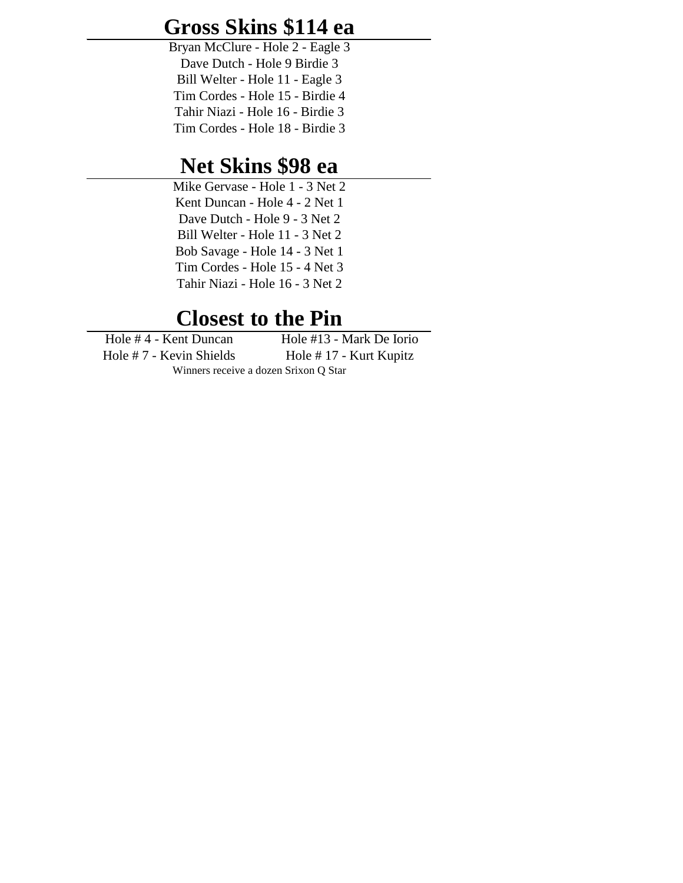## Gross Skins $114 ea

Bryan McClure - Hole 2 - Eagle 3
Dave Dutch - Hole 9 Birdie 3
Bill Welter - Hole 11 - Eagle 3
Tim Cordes - Hole 15 - Birdie 4
Tahir Niazi - Hole 16 - Birdie 3
Tim Cordes - Hole 18 - Birdie 3

## Net Skins $98 ea

Mike Gervase - Hole 1 - 3 Net 2
Kent Duncan - Hole 4 - 2 Net 1
Dave Dutch - Hole 9 - 3 Net 2
Bill Welter - Hole 11 - 3 Net 2
Bob Savage - Hole 14 - 3 Net 1
Tim Cordes - Hole 15 - 4 Net 3
Tahir Niazi - Hole 16 - 3 Net 2

## Closest to the Pin

| | |
|---|---|
| Hole # 4 - Kent Duncan | Hole #13 - Mark De Iorio |
| Hole # 7 - Kevin Shields | Hole # 17 - Kurt Kupitz |

Winners receive a dozen Srixon Q Star